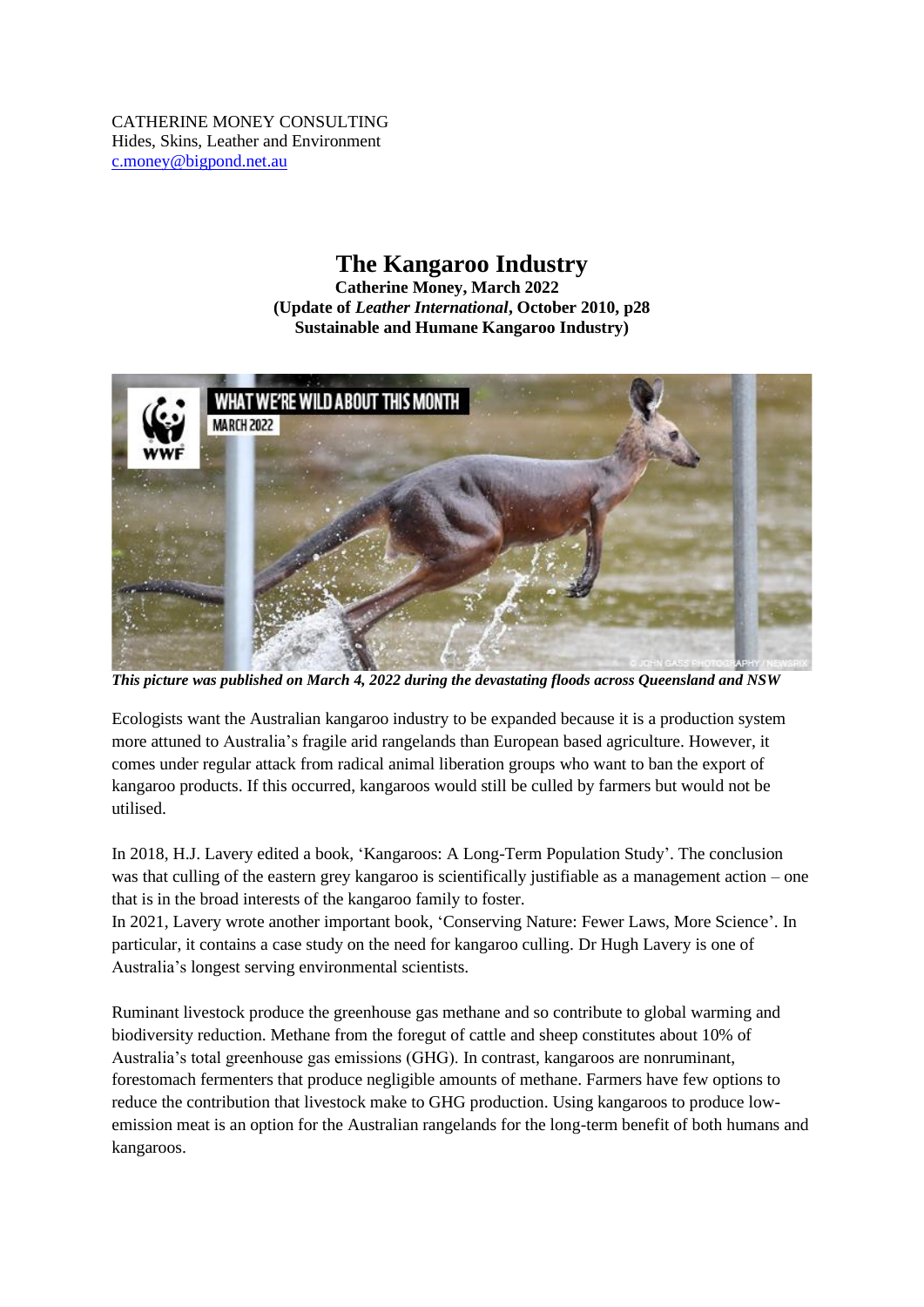CATHERINE MONEY CONSULTING
Hides, Skins, Leather and Environment
c.money@bigpond.net.au

# The Kangaroo Industry

**Catherine Money, March 2022**
**(Update of *Leather International*, October 2010, p28**
**Sustainable and Humane Kangaroo Industry)**

***This picture was published on March 4, 2022 during the devastating floods across Queensland and NSW***

Ecologists want the Australian kangaroo industry to be expanded because it is a production system more attuned to Australia's fragile arid rangelands than European based agriculture. However, it comes under regular attack from radical animal liberation groups who want to ban the export of kangaroo products. If this occurred, kangaroos would still be culled by farmers but would not be utilised.

In 2018, H.J. Lavery edited a book, 'Kangaroos: A Long-Term Population Study'. The conclusion was that culling of the eastern grey kangaroo is scientifically justifiable as a management action – one that is in the broad interests of the kangaroo family to foster.
In 2021, Lavery wrote another important book, 'Conserving Nature: Fewer Laws, More Science'. In particular, it contains a case study on the need for kangaroo culling. Dr Hugh Lavery is one of Australia's longest serving environmental scientists.

Ruminant livestock produce the greenhouse gas methane and so contribute to global warming and biodiversity reduction. Methane from the foregut of cattle and sheep constitutes about 10% of Australia's total greenhouse gas emissions (GHG). In contrast, kangaroos are nonruminant, forestomach fermenters that produce negligible amounts of methane. Farmers have few options to reduce the contribution that livestock make to GHG production. Using kangaroos to produce low-emission meat is an option for the Australian rangelands for the long-term benefit of both humans and kangaroos.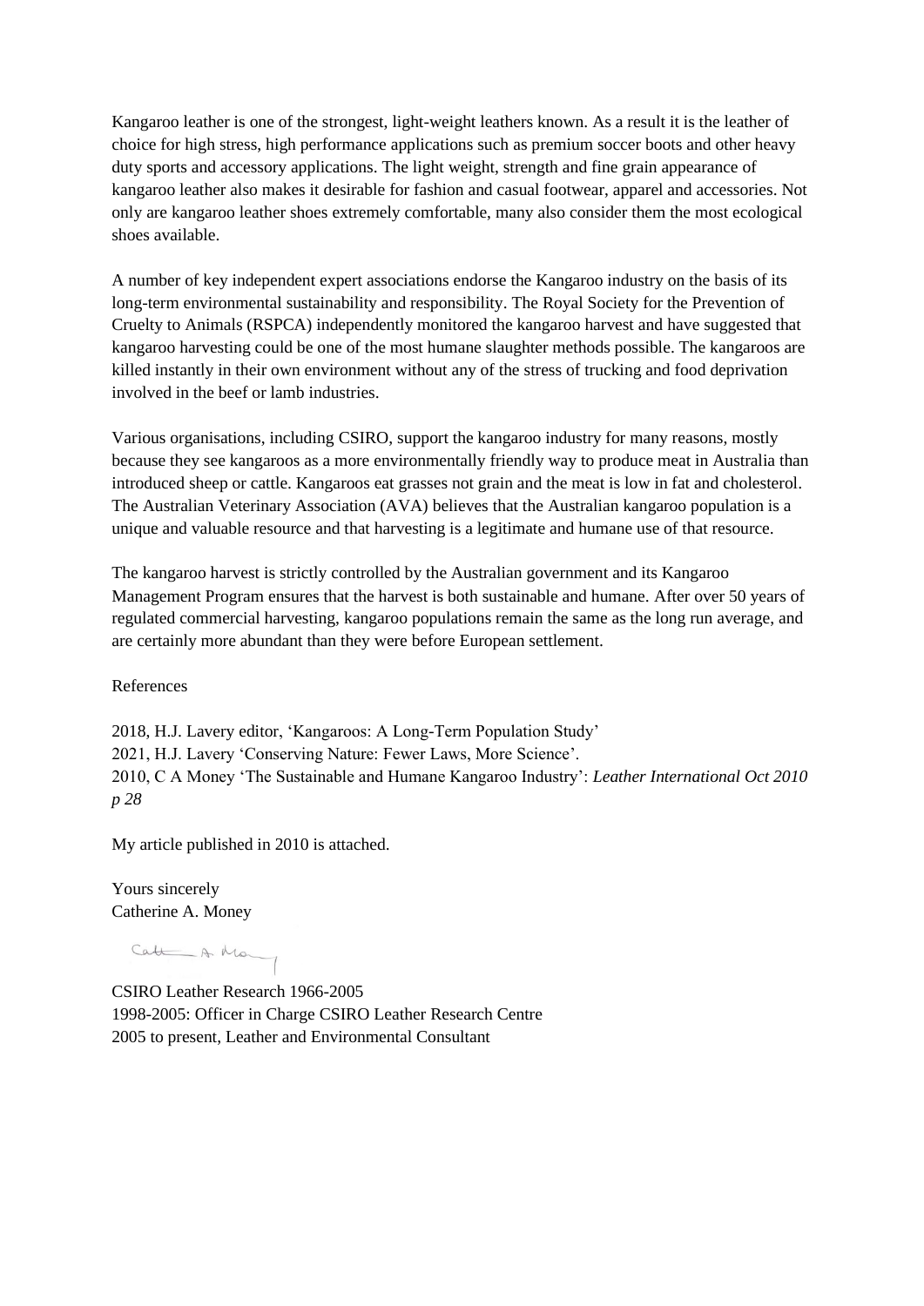Kangaroo leather is one of the strongest, light-weight leathers known. As a result it is the leather of choice for high stress, high performance applications such as premium soccer boots and other heavy duty sports and accessory applications. The light weight, strength and fine grain appearance of kangaroo leather also makes it desirable for fashion and casual footwear, apparel and accessories. Not only are kangaroo leather shoes extremely comfortable, many also consider them the most ecological shoes available.

A number of key independent expert associations endorse the Kangaroo industry on the basis of its long-term environmental sustainability and responsibility. The Royal Society for the Prevention of Cruelty to Animals (RSPCA) independently monitored the kangaroo harvest and have suggested that kangaroo harvesting could be one of the most humane slaughter methods possible. The kangaroos are killed instantly in their own environment without any of the stress of trucking and food deprivation involved in the beef or lamb industries.

Various organisations, including CSIRO, support the kangaroo industry for many reasons, mostly because they see kangaroos as a more environmentally friendly way to produce meat in Australia than introduced sheep or cattle. Kangaroos eat grasses not grain and the meat is low in fat and cholesterol. The Australian Veterinary Association (AVA) believes that the Australian kangaroo population is a unique and valuable resource and that harvesting is a legitimate and humane use of that resource.

The kangaroo harvest is strictly controlled by the Australian government and its Kangaroo Management Program ensures that the harvest is both sustainable and humane. After over 50 years of regulated commercial harvesting, kangaroo populations remain the same as the long run average, and are certainly more abundant than they were before European settlement.

References

2018, H.J. Lavery editor, 'Kangaroos: A Long-Term Population Study'
2021, H.J. Lavery 'Conserving Nature: Fewer Laws, More Science'.
2010, C A Money 'The Sustainable and Humane Kangaroo Industry': *Leather International Oct 2010 p 28*

My article published in 2010 is attached.

Yours sincerely
Catherine A. Money

Cath A. Money

CSIRO Leather Research 1966-2005
1998-2005: Officer in Charge CSIRO Leather Research Centre
2005 to present, Leather and Environmental Consultant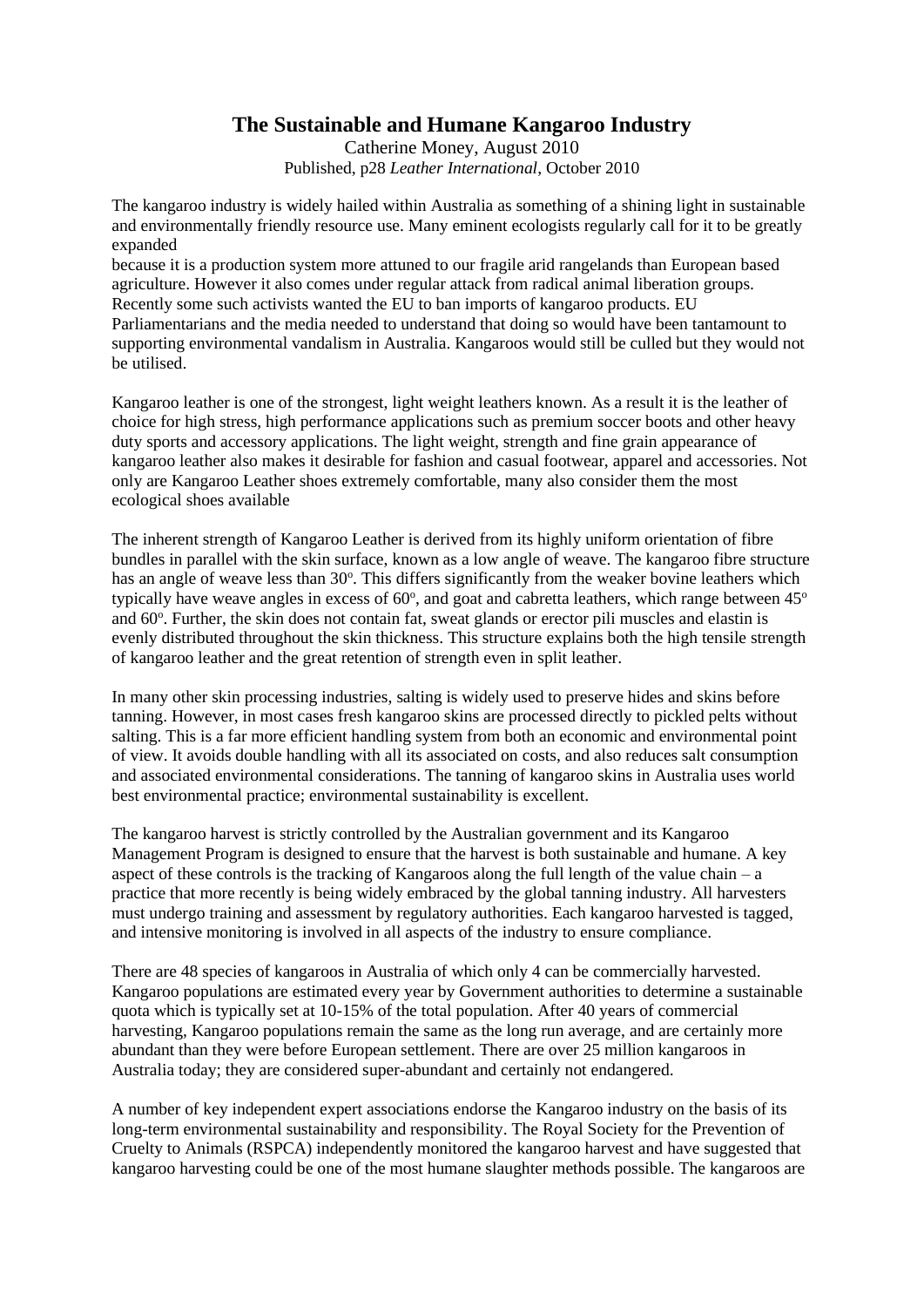# The Sustainable and Humane Kangaroo Industry

Catherine Money, August 2010
Published, p28 *Leather International*, October 2010

The kangaroo industry is widely hailed within Australia as something of a shining light in sustainable and environmentally friendly resource use. Many eminent ecologists regularly call for it to be greatly expanded
because it is a production system more attuned to our fragile arid rangelands than European based agriculture. However it also comes under regular attack from radical animal liberation groups. Recently some such activists wanted the EU to ban imports of kangaroo products. EU Parliamentarians and the media needed to understand that doing so would have been tantamount to supporting environmental vandalism in Australia. Kangaroos would still be culled but they would not be utilised.

Kangaroo leather is one of the strongest, light weight leathers known. As a result it is the leather of choice for high stress, high performance applications such as premium soccer boots and other heavy duty sports and accessory applications. The light weight, strength and fine grain appearance of kangaroo leather also makes it desirable for fashion and casual footwear, apparel and accessories. Not only are Kangaroo Leather shoes extremely comfortable, many also consider them the most ecological shoes available

The inherent strength of Kangaroo Leather is derived from its highly uniform orientation of fibre bundles in parallel with the skin surface, known as a low angle of weave. The kangaroo fibre structure has an angle of weave less than 30$^o$. This differs significantly from the weaker bovine leathers which typically have weave angles in excess of 60$^o$, and goat and cabretta leathers, which range between 45$^o$ and 60$^o$. Further, the skin does not contain fat, sweat glands or erector pili muscles and elastin is evenly distributed throughout the skin thickness. This structure explains both the high tensile strength of kangaroo leather and the great retention of strength even in split leather.

In many other skin processing industries, salting is widely used to preserve hides and skins before tanning. However, in most cases fresh kangaroo skins are processed directly to pickled pelts without salting. This is a far more efficient handling system from both an economic and environmental point of view. It avoids double handling with all its associated on costs, and also reduces salt consumption and associated environmental considerations. The tanning of kangaroo skins in Australia uses world best environmental practice; environmental sustainability is excellent.

The kangaroo harvest is strictly controlled by the Australian government and its Kangaroo Management Program is designed to ensure that the harvest is both sustainable and humane. A key aspect of these controls is the tracking of Kangaroos along the full length of the value chain – a practice that more recently is being widely embraced by the global tanning industry. All harvesters must undergo training and assessment by regulatory authorities. Each kangaroo harvested is tagged, and intensive monitoring is involved in all aspects of the industry to ensure compliance.

There are 48 species of kangaroos in Australia of which only 4 can be commercially harvested. Kangaroo populations are estimated every year by Government authorities to determine a sustainable quota which is typically set at 10-15% of the total population. After 40 years of commercial harvesting, Kangaroo populations remain the same as the long run average, and are certainly more abundant than they were before European settlement. There are over 25 million kangaroos in Australia today; they are considered super-abundant and certainly not endangered.

A number of key independent expert associations endorse the Kangaroo industry on the basis of its long-term environmental sustainability and responsibility. The Royal Society for the Prevention of Cruelty to Animals (RSPCA) independently monitored the kangaroo harvest and have suggested that kangaroo harvesting could be one of the most humane slaughter methods possible. The kangaroos are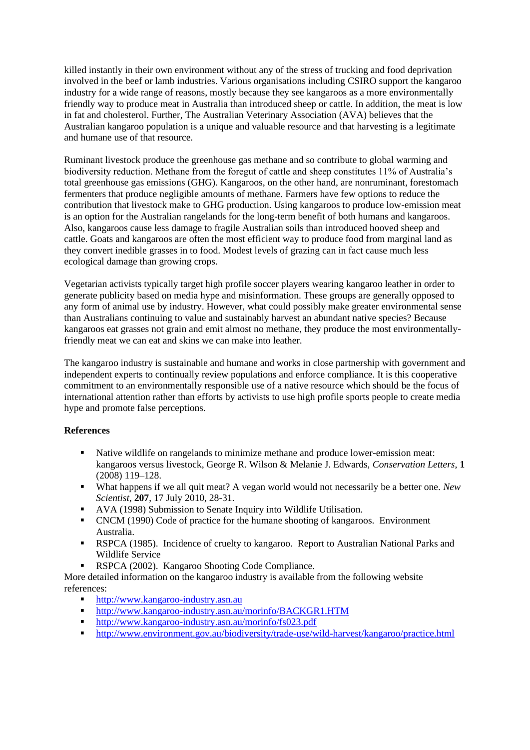killed instantly in their own environment without any of the stress of trucking and food deprivation involved in the beef or lamb industries. Various organisations including CSIRO support the kangaroo industry for a wide range of reasons, mostly because they see kangaroos as a more environmentally friendly way to produce meat in Australia than introduced sheep or cattle. In addition, the meat is low in fat and cholesterol. Further, The Australian Veterinary Association (AVA) believes that the Australian kangaroo population is a unique and valuable resource and that harvesting is a legitimate and humane use of that resource.

Ruminant livestock produce the greenhouse gas methane and so contribute to global warming and biodiversity reduction. Methane from the foregut of cattle and sheep constitutes 11% of Australia's total greenhouse gas emissions (GHG). Kangaroos, on the other hand, are nonruminant, forestomach fermenters that produce negligible amounts of methane. Farmers have few options to reduce the contribution that livestock make to GHG production. Using kangaroos to produce low-emission meat is an option for the Australian rangelands for the long-term benefit of both humans and kangaroos. Also, kangaroos cause less damage to fragile Australian soils than introduced hooved sheep and cattle. Goats and kangaroos are often the most efficient way to produce food from marginal land as they convert inedible grasses in to food. Modest levels of grazing can in fact cause much less ecological damage than growing crops.

Vegetarian activists typically target high profile soccer players wearing kangaroo leather in order to generate publicity based on media hype and misinformation. These groups are generally opposed to any form of animal use by industry. However, what could possibly make greater environmental sense than Australians continuing to value and sustainably harvest an abundant native species? Because kangaroos eat grasses not grain and emit almost no methane, they produce the most environmentally-friendly meat we can eat and skins we can make into leather.

The kangaroo industry is sustainable and humane and works in close partnership with government and independent experts to continually review populations and enforce compliance. It is this cooperative commitment to an environmentally responsible use of a native resource which should be the focus of international attention rather than efforts by activists to use high profile sports people to create media hype and promote false perceptions.

**References**

- Native wildlife on rangelands to minimize methane and produce lower-emission meat: kangaroos versus livestock, George R. Wilson & Melanie J. Edwards, *Conservation Letters*, **1** (2008) 119–128.
- What happens if we all quit meat? A vegan world would not necessarily be a better one. *New Scientist*, **207**, 17 July 2010, 28-31.
- AVA (1998) Submission to Senate Inquiry into Wildlife Utilisation.
- CNCM (1990) Code of practice for the humane shooting of kangaroos. Environment Australia.
- RSPCA (1985). Incidence of cruelty to kangaroo. Report to Australian National Parks and Wildlife Service
- RSPCA (2002). Kangaroo Shooting Code Compliance.

More detailed information on the kangaroo industry is available from the following website references:

- http://www.kangaroo-industry.asn.au
- http://www.kangaroo-industry.asn.au/morinfo/BACKGR1.HTM
- http://www.kangaroo-industry.asn.au/morinfo/fs023.pdf
- http://www.environment.gov.au/biodiversity/trade-use/wild-harvest/kangaroo/practice.html